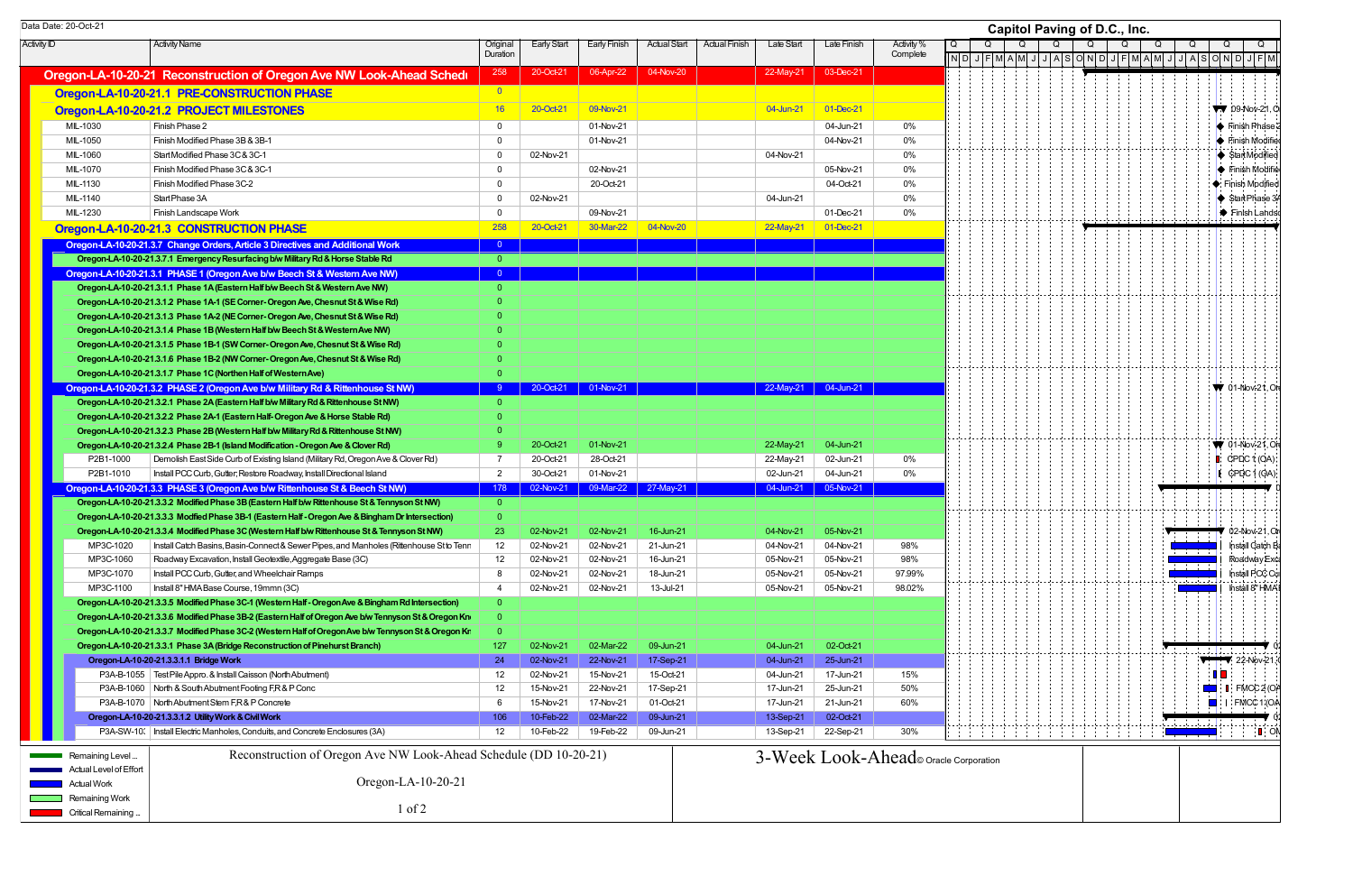Data Date: 20-Oct-21

**Capitol Paving of D.C., Inc.**

| Activity ID | Activity Name | Original Duration | Early Start | Early Finish | Actual Start | Actual Finish | Late Start | Late Finish | Activity % Complete |
|---|---|---|---|---|---|---|---|---|---|
| **Oregon-LA-10-20-21** | **Reconstruction of Oregon Ave NW Look-Ahead Schedule** | 258 | 20-Oct-21 | 06-Apr-22 | 04-Nov-20 | | 22-May-21 | 03-Dec-21 | |
| **Oregon-LA-10-20-21.1** | **PRE-CONSTRUCTION PHASE** | 0 | | | | | | | |
| **Oregon-LA-10-20-21.2** | **PROJECT MILESTONES** | 16 | 20-Oct-21 | 09-Nov-21 | | | 04-Jun-21 | 01-Dec-21 | |
| MIL-1030 | Finish Phase 2 | 0 | | 01-Nov-21 | | | | 04-Jun-21 | 0% |
| MIL-1050 | Finish Modified Phase 3B & 3B-1 | 0 | | 01-Nov-21 | | | | 04-Nov-21 | 0% |
| MIL-1060 | Start Modified Phase 3C & 3C-1 | 0 | 02-Nov-21 | | | | 04-Nov-21 | | 0% |
| MIL-1070 | Finish Modified Phase 3C & 3C-1 | 0 | | 02-Nov-21 | | | | 05-Nov-21 | 0% |
| MIL-1130 | Finish Modified Phase 3C-2 | 0 | | 20-Oct-21 | | | | 04-Oct-21 | 0% |
| MIL-1140 | Start Phase 3A | 0 | 02-Nov-21 | | | | 04-Jun-21 | | 0% |
| MIL-1230 | Finish Landscape Work | 0 | | 09-Nov-21 | | | | 01-Dec-21 | 0% |
| **Oregon-LA-10-20-21.3** | **CONSTRUCTION PHASE** | 258 | 20-Oct-21 | 30-Mar-22 | 04-Nov-20 | | 22-May-21 | 01-Dec-21 | |
| **Oregon-LA-10-20-21.3.7** | **Change Orders, Article 3 Directives and Additional Work** | 0 | | | | | | | |
| **Oregon-LA-10-20-21.3.7.1** | **Emergency Resurfacing b/w Military Rd & Horse Stable Rd** | 0 | | | | | | | |
| **Oregon-LA-10-20-21.3.1** | **PHASE 1 (Oregon Ave b/w Beech St & Western Ave NW)** | 0 | | | | | | | |
| **Oregon-LA-10-20-21.3.1.1** | **Phase 1A (Eastern Half b/w Beech St & Western Ave NW)** | 0 | | | | | | | |
| **Oregon-LA-10-20-21.3.1.2** | **Phase 1A-1 (SE Corner- Oregon Ave, Chesnut St & Wise Rd)** | 0 | | | | | | | |
| **Oregon-LA-10-20-21.3.1.3** | **Phase 1A-2 (NE Corner- Oregon Ave, Chesnut St & Wise Rd)** | 0 | | | | | | | |
| **Oregon-LA-10-20-21.3.1.4** | **Phase 1B (Western Half b/w Beech St & Western Ave NW)** | 0 | | | | | | | |
| **Oregon-LA-10-20-21.3.1.5** | **Phase 1B-1 (SW Corner- Oregon Ave, Chesnut St & Wise Rd)** | 0 | | | | | | | |
| **Oregon-LA-10-20-21.3.1.6** | **Phase 1B-2 (NW Corner- Oregon Ave, Chesnut St & Wise Rd)** | 0 | | | | | | | |
| **Oregon-LA-10-20-21.3.1.7** | **Phase 1C (Northen Half of Western Ave)** | 0 | | | | | | | |
| **Oregon-LA-10-20-21.3.2** | **PHASE 2 (Oregon Ave b/w Military Rd & Rittenhouse St NW)** | 9 | 20-Oct-21 | 01-Nov-21 | | | 22-May-21 | 04-Jun-21 | |
| **Oregon-LA-10-20-21.3.2.1** | **Phase 2A (Eastern Half b/w Military Rd & Rittenhouse St NW)** | 0 | | | | | | | |
| **Oregon-LA-10-20-21.3.2.2** | **Phase 2A-1 (Eastern Half- Oregon Ave & Horse Stable Rd)** | 0 | | | | | | | |
| **Oregon-LA-10-20-21.3.2.3** | **Phase 2B (Western Half b/w Military Rd & Rittenhouse St NW)** | 0 | | | | | | | |
| **Oregon-LA-10-20-21.3.2.4** | **Phase 2B-1 (Island Modification - Oregon Ave & Clover Rd)** | 9 | 20-Oct-21 | 01-Nov-21 | | | 22-May-21 | 04-Jun-21 | |
| P2B1-1000 | Demolish East Side Curb of Existing Island (Military Rd, Oregon Ave & Clover Rd) | 7 | 20-Oct-21 | 28-Oct-21 | | | 22-May-21 | 02-Jun-21 | 0% |
| P2B1-1010 | Install PCC Curb, Gutter, Restore Roadway, Install Directional Island | 2 | 30-Oct-21 | 01-Nov-21 | | | 02-Jun-21 | 04-Jun-21 | 0% |
| **Oregon-LA-10-20-21.3.3** | **PHASE 3 (Oregon Ave b/w Rittenhouse St & Beech St NW)** | 178 | 02-Nov-21 | 09-Mar-22 | 27-May-21 | | 04-Jun-21 | 05-Nov-21 | |
| **Oregon-LA-10-20-21.3.3.2** | **Modified Phase 3B (Eastern Half b/w Rittenhouse St & Tennyson St NW)** | 0 | | | | | | | |
| **Oregon-LA-10-20-21.3.3.3** | **Modfied Phase 3B-1 (Eastern Half - Oregon Ave & Bingham Dr Intersection)** | 0 | | | | | | | |
| **Oregon-LA-10-20-21.3.3.4** | **Modified Phase 3C (Western Half b/w Rittenhouse St & Tennyson St NW)** | 23 | 02-Nov-21 | 02-Nov-21 | 16-Jun-21 | | 04-Nov-21 | 05-Nov-21 | |
| MP3C-1020 | Install Catch Basins, Basin-Connect & Sewer Pipes, and Manholes (Rittenhouse St to Tenn | 12 | 02-Nov-21 | 02-Nov-21 | 21-Jun-21 | | 04-Nov-21 | 04-Nov-21 | 98% |
| MP3C-1060 | Roadway Excavation, Install Geotextile, Aggregate Base (3C) | 12 | 02-Nov-21 | 02-Nov-21 | 16-Jun-21 | | 05-Nov-21 | 05-Nov-21 | 98% |
| MP3C-1070 | Install PCC Curb, Gutter, and Wheelchair Ramps | 8 | 02-Nov-21 | 02-Nov-21 | 18-Jun-21 | | 05-Nov-21 | 05-Nov-21 | 97.99% |
| MP3C-1100 | Install 8" HMA Base Course, 19mm (3C) | 4 | 02-Nov-21 | 02-Nov-21 | 13-Jul-21 | | 05-Nov-21 | 05-Nov-21 | 98.02% |
| **Oregon-LA-10-20-21.3.3.5** | **Modified Phase 3C-1 (Western Half - Oregon Ave & Bingham Rd Intersection)** | 0 | | | | | | | |
| **Oregon-LA-10-20-21.3.3.6** | **Modified Phase 3B-2 (Eastern Half of Oregon Ave b/w Tennyson St & Oregon Kn** | 0 | | | | | | | |
| **Oregon-LA-10-20-21.3.3.7** | **Modified Phase 3C-2 (Western Half of Oregon Ave b/w Tennyson St & Oregon Kn** | 0 | | | | | | | |
| **Oregon-LA-10-20-21.3.3.1** | **Phase 3A (Bridge Reconstruction of Pinehurst Branch)** | 127 | 02-Nov-21 | 02-Mar-22 | 09-Jun-21 | | 04-Jun-21 | 02-Oct-21 | |
| **Oregon-LA-10-20-21.3.3.1.1** | **Bridge Work** | 24 | 02-Nov-21 | 22-Nov-21 | 17-Sep-21 | | 04-Jun-21 | 25-Jun-21 | |
| P3A-B-1055 | Test Pile Approx. & Install Caisson (North Abutment) | 12 | 02-Nov-21 | 15-Nov-21 | 15-Oct-21 | | 04-Jun-21 | 17-Jun-21 | 15% |
| P3A-B-1060 | North & South Abutment Footing F,R & P Conc | 12 | 15-Nov-21 | 22-Nov-21 | 17-Sep-21 | | 17-Jun-21 | 25-Jun-21 | 50% |
| P3A-B-1070 | North Abutment Stem F,R & P Concrete | 6 | 15-Nov-21 | 17-Nov-21 | 01-Oct-21 | | 17-Jun-21 | 21-Jun-21 | 60% |
| **Oregon-LA-10-20-21.3.3.1.2** | **Utility Work & Civil Work** | 106 | 10-Feb-22 | 02-Mar-22 | 09-Jun-21 | | 13-Sep-21 | 02-Oct-21 | |
| P3A-SW-10: | Install Electric Manholes, Conduits, and Concrete Enclosures (3A) | 12 | 10-Feb-22 | 19-Feb-22 | 09-Jun-21 | | 13-Sep-21 | 22-Sep-21 | 30% |

Legend: Remaining Level ..., Actual Level of Effort, Actual Work, Remaining Work, Critical Remaining ...

Reconstruction of Oregon Ave NW Look-Ahead Schedule (DD 10-20-21)

Oregon-LA-10-20-21

3-Week Look-Ahead © Oracle Corporation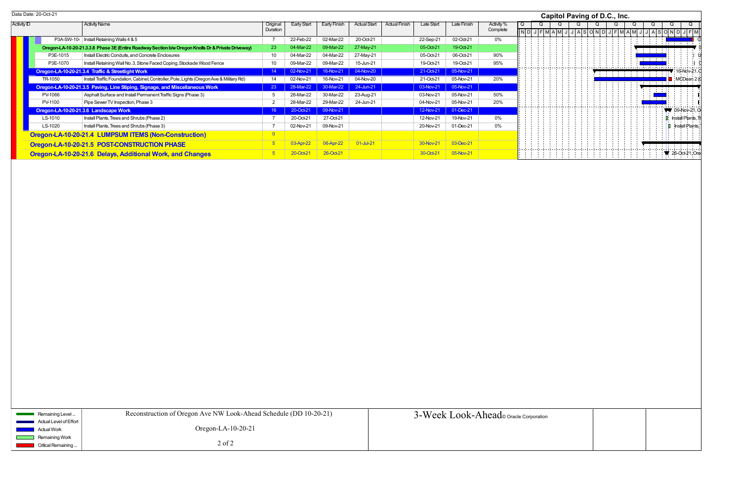Data Date: 20-Oct-21

**Capitol Paving of D.C., Inc.**

| Activity ID | Activity Name | Original Duration | Early Start | Early Finish | Actual Start | Actual Finish | Late Start | Late Finish | Activity % Complete |
|---|---|---|---|---|---|---|---|---|---|
| P3A-SW-10 | Install Retaining Walls 4 & 5 | 7 | 22-Feb-22 | 02-Mar-22 | 20-Oct-21 | | 22-Sep-21 | 02-Oct-21 | 0% |
| **Oregon-LA-10-20-21.3.3.8 Phase 3E (Entire Roadway Section b/w Oregon Knolls Dr & Private Driveway)** | | 23 | 04-Mar-22 | 09-Mar-22 | 27-May-21 | | 05-Oct-21 | 19-Oct-21 | |
| P3E-1015 | Install Electric Conduits, and Concrete Enclosures | 10 | 04-Mar-22 | 04-Mar-22 | 27-May-21 | | 05-Oct-21 | 06-Oct-21 | 90% |
| P3E-1070 | Install Retaining Wall No. 3, Stone Faced Coping, Stockade Wood Fence | 10 | 09-Mar-22 | 09-Mar-22 | 15-Jun-21 | | 19-Oct-21 | 19-Oct-21 | 95% |
| **Oregon-LA-10-20-21.3.4 Traffic & Streetlight Work** | | 14 | 02-Nov-21 | 16-Nov-21 | 04-Nov-20 | | 21-Oct-21 | 05-Nov-21 | |
| TR-1050 | Install Traffic Foundation, Cabinet, Controller, Pole, Lights (Oregon Ave & Military Rd) | 14 | 02-Nov-21 | 16-Nov-21 | 04-Nov-20 | | 21-Oct-21 | 05-Nov-21 | 20% |
| **Oregon-LA-10-20-21.3.5 Paving, Line Stiping, Signage, and Miscellaneous Work** | | 23 | 28-Mar-22 | 30-Mar-22 | 24-Jun-21 | | 03-Nov-21 | 05-Nov-21 | |
| PV-1066 | Asphalt Surface and Install Permanent Traffic Signs (Phase 3) | 5 | 28-Mar-22 | 30-Mar-22 | 23-Aug-21 | | 03-Nov-21 | 05-Nov-21 | 50% |
| PV-1100 | Pipe Sewer TV Inspection, Phase 3 | 2 | 28-Mar-22 | 29-Mar-22 | 24-Jun-21 | | 04-Nov-21 | 05-Nov-21 | 20% |
| **Oregon-LA-10-20-21.3.6 Landscape Work** | | 16 | 20-Oct-21 | 09-Nov-21 | | | 12-Nov-21 | 01-Dec-21 | |
| LS-1010 | Install Plants, Trees and Shrubs (Phase 2) | 7 | 20-Oct-21 | 27-Oct-21 | | | 12-Nov-21 | 19-Nov-21 | 0% |
| LS-1020 | Install Plants, Trees and Shrubs (Phase 3) | 7 | 02-Nov-21 | 09-Nov-21 | | | 20-Nov-21 | 01-Dec-21 | 0% |
| **Oregon-LA-10-20-21.4 LUMPSUM ITEMS (Non-Construction)** | | 0 | | | | | | | |
| **Oregon-LA-10-20-21.5 POST-CONSTRUCTION PHASE** | | 5 | 03-Apr-22 | 06-Apr-22 | 01-Jul-21 | | 30-Nov-21 | 03-Dec-21 | |
| **Oregon-LA-10-20-21.6 Delays, Additional Work, and Changes** | | 5 | 20-Oct-21 | 26-Oct-21 | | | 30-Oct-21 | 05-Nov-21 | |

Legend: Remaining Level ..., Actual Level of Effort, Actual Work, Remaining Work, Critical Remaining ...

Reconstruction of Oregon Ave NW Look-Ahead Schedule (DD 10-20-21)

Oregon-LA-10-20-21

3-Week Look-Ahead © Oracle Corporation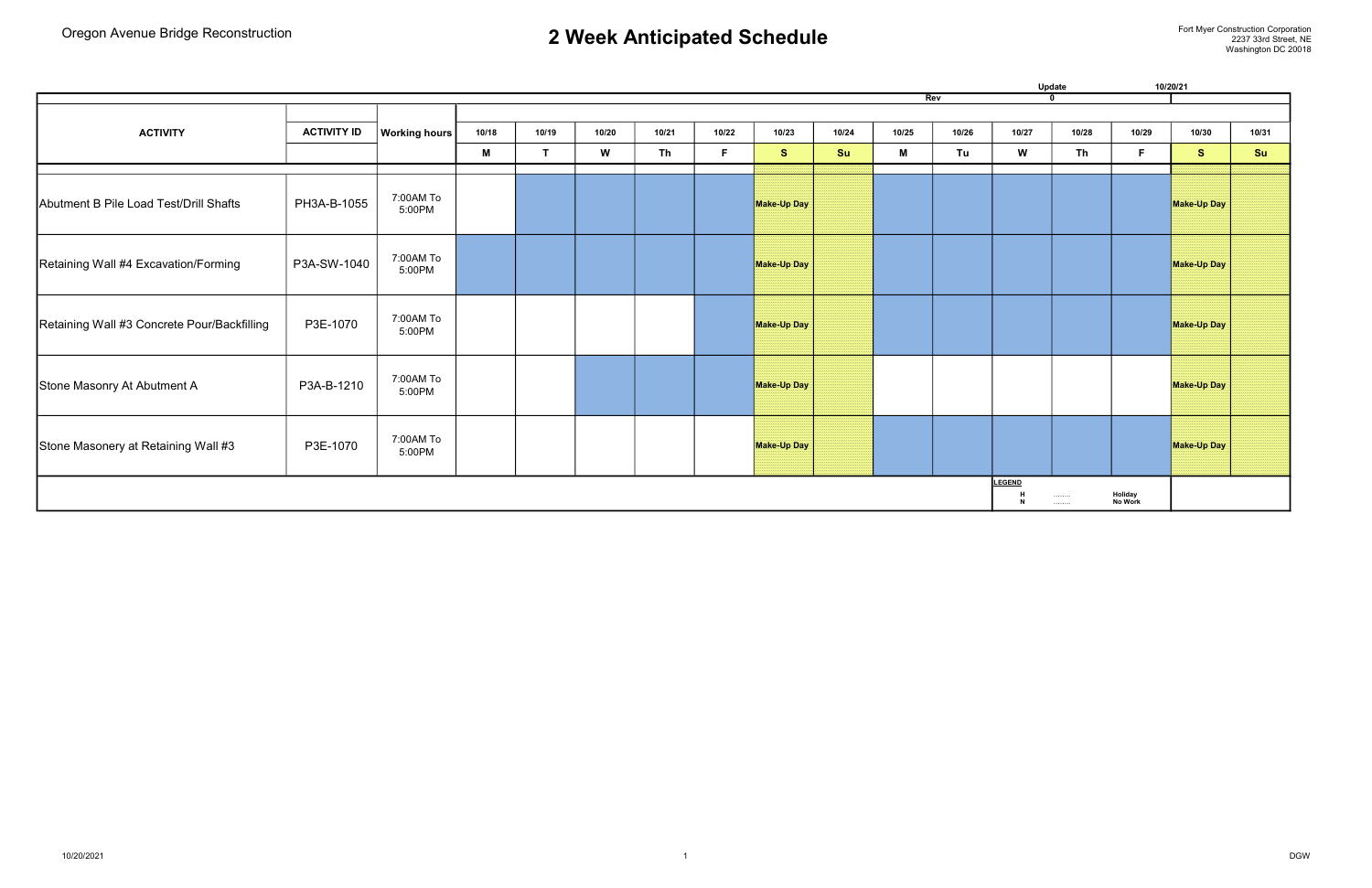Oregon Avenue Bridge Reconstruction

# 2 Week Anticipated Schedule

Fort Myer Construction Corporation
2237 33rd Street, NE
Washington DC 20018

Update 10/20/21

Rev 0

| ACTIVITY | ACTIVITY ID | Working hours | 10/18 | 10/19 | 10/20 | 10/21 | 10/22 | 10/23 | 10/24 | 10/25 | 10/26 | 10/27 | 10/28 | 10/29 | 10/30 | 10/31 |
|---|---|---|---|---|---|---|---|---|---|---|---|---|---|---|---|---|
| | | | M | T | W | Th | F | S | Su | M | Tu | W | Th | F | S | Su |
| Abutment B Pile Load Test/Drill Shafts | PH3A-B-1055 | 7:00AM To 5:00PM | | | | | | Make-Up Day | | | | | | | Make-Up Day | |
| Retaining Wall #4 Excavation/Forming | P3A-SW-1040 | 7:00AM To 5:00PM | | | | | | Make-Up Day | | | | | | | Make-Up Day | |
| Retaining Wall #3 Concrete Pour/Backfilling | P3E-1070 | 7:00AM To 5:00PM | | | | | | Make-Up Day | | | | | | | Make-Up Day | |
| Stone Masonry At Abutment A | P3A-B-1210 | 7:00AM To 5:00PM | | | | | | Make-Up Day | | | | | | | Make-Up Day | |
| Stone Masonery at Retaining Wall #3 | P3E-1070 | 7:00AM To 5:00PM | | | | | | Make-Up Day | | | | | | | Make-Up Day | |

LEGEND
H ........ Holiday
N ........ No Work

10/20/2021

DGW